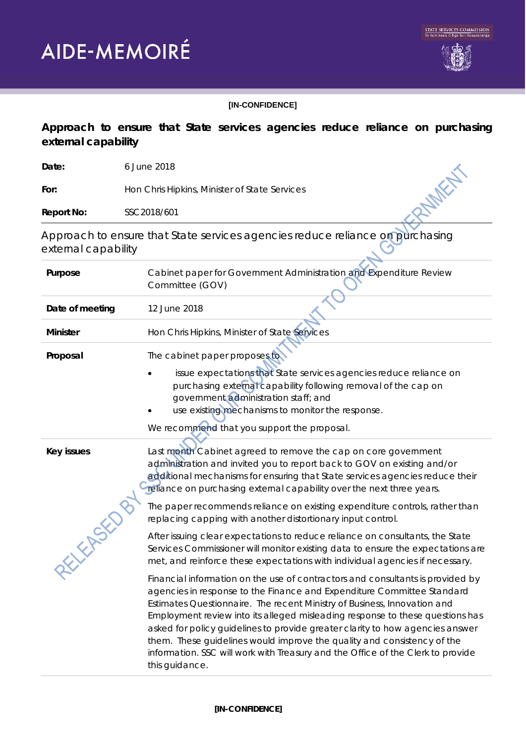# AIDE-MEMOIRÉ

[IN-CONFIDENCE]

## Approach to ensure that State services agencies reduce reliance on purchasing external capability

**Date:** 6 June 2018

**For:** Hon Chris Hipkins, Minister of State Services

**Report No:** SSC 2018/601

Approach to ensure that State services agencies reduce reliance on purchasing external capability

| | |
|---|---|
| **Purpose** | Cabinet paper for Government Administration and Expenditure Review Committee (GOV) |
| **Date of meeting** | 12 June 2018 |
| **Minister** | Hon Chris Hipkins, Minister of State Services |
| **Proposal** | The cabinet paper proposes to<br>• issue expectations that State services agencies reduce reliance on purchasing external capability following removal of the cap on government administration staff; and<br>• use existing mechanisms to monitor the response.<br>We recommend that you support the proposal. |
| **Key issues** | Last month Cabinet agreed to remove the cap on core government administration and invited you to report back to GOV on existing and/or additional mechanisms for ensuring that State services agencies reduce their reliance on purchasing external capability over the next three years.<br>The paper recommends reliance on existing expenditure controls, rather than replacing capping with another distortionary input control.<br>After issuing clear expectations to reduce reliance on consultants, the State Services Commissioner will monitor existing data to ensure the expectations are met, and reinforce these expectations with individual agencies if necessary.<br>Financial information on the use of contractors and consultants is provided by agencies in response to the Finance and Expenditure Committee Standard Estimates Questionnaire. The recent Ministry of Business, Innovation and Employment review into its alleged misleading response to these questions has asked for policy guidelines to provide greater clarity to how agencies answer them. These guidelines would improve the quality and consistency of the information. SSC will work with Treasury and the Office of the Clerk to provide this guidance. |

[IN-CONFIDENCE]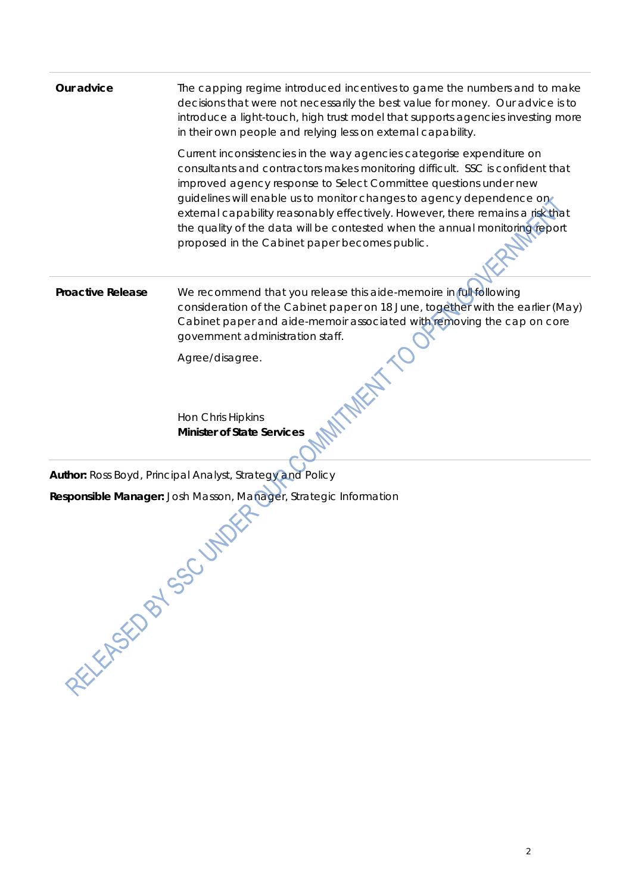| | |
|---|---|
| **Our advice** | The capping regime introduced incentives to game the numbers and to make decisions that were not necessarily the best value for money. Our advice is to introduce a light-touch, high trust model that supports agencies investing more in their own people and relying less on external capability.<br><br>Current inconsistencies in the way agencies categorise expenditure on consultants and contractors makes monitoring difficult. SSC is confident that improved agency response to Select Committee questions under new guidelines will enable us to monitor changes to agency dependence on external capability reasonably effectively. However, there remains a risk that the quality of the data will be contested when the annual monitoring report proposed in the Cabinet paper becomes public. |
| **Proactive Release** | We recommend that you release this aide-memoire in full following consideration of the Cabinet paper on 18 June, together with the earlier (May) Cabinet paper and aide-memoir associated with removing the cap on core government administration staff.<br><br>Agree/disagree.<br><br>Hon Chris Hipkins<br>**Minister of State Services** |

**Author:** Ross Boyd, Principal Analyst, Strategy and Policy

**Responsible Manager:** Josh Masson, Manager, Strategic Information

RELEASED BY SSC UNDER OUR COMMITMENT TO OPEN GOVERNMENT